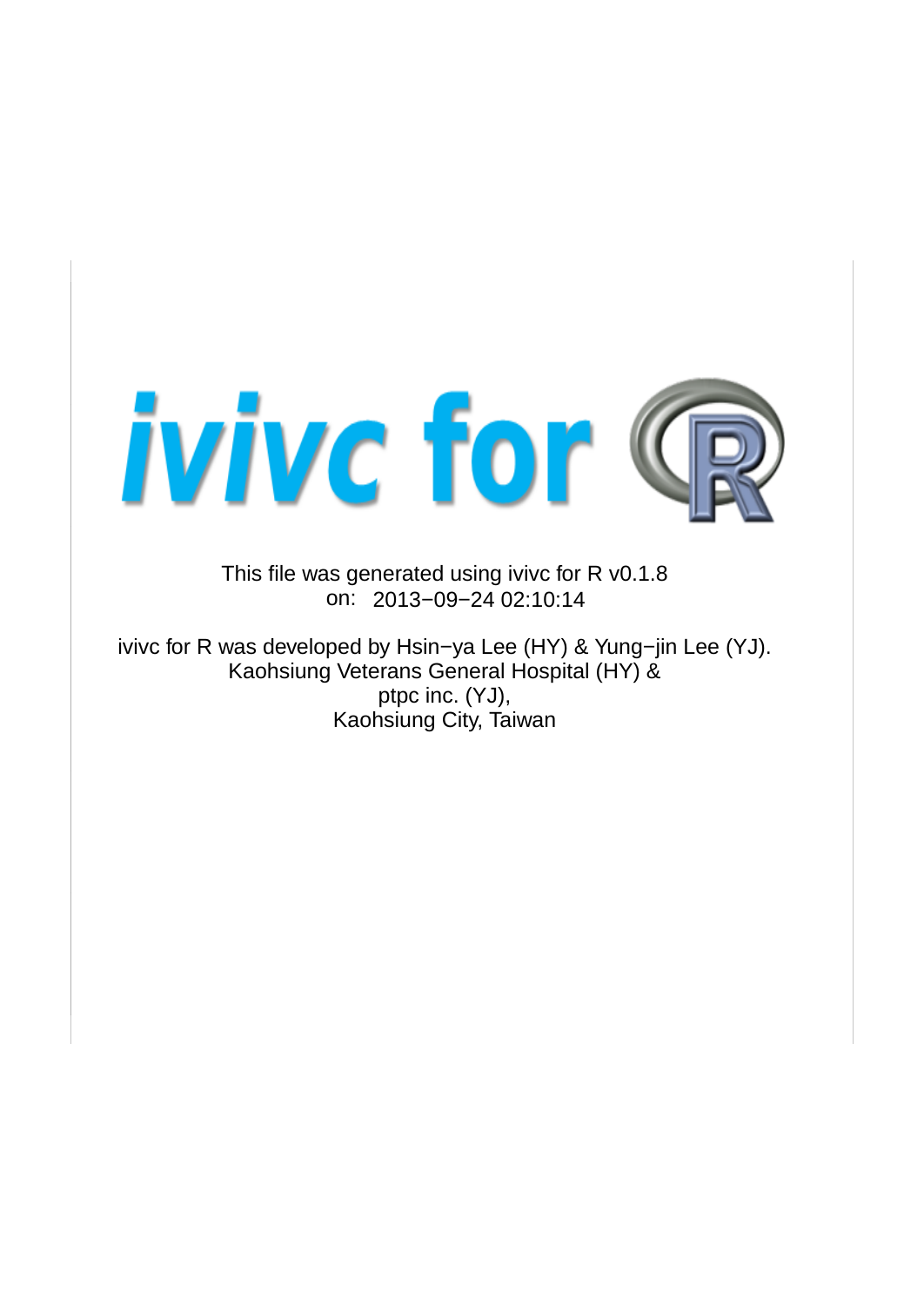# ivivc for R

This file was generated using ivivc for R v0.1.8
on: 2013−09−24 02:10:14

ivivc for R was developed by Hsin−ya Lee (HY) & Yung−jin Lee (YJ).
Kaohsiung Veterans General Hospital (HY) &
ptpc inc. (YJ),
Kaohsiung City, Taiwan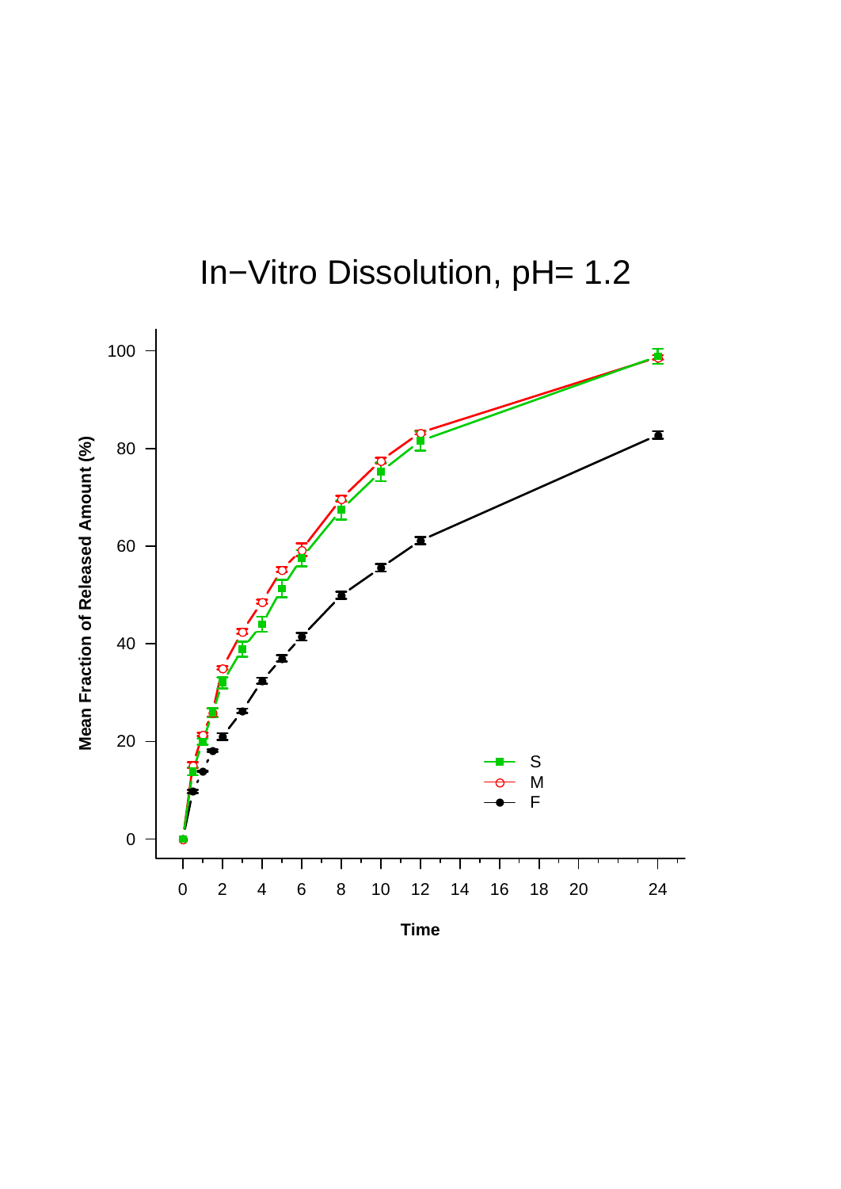# In−Vitro Dissolution, pH= 1.2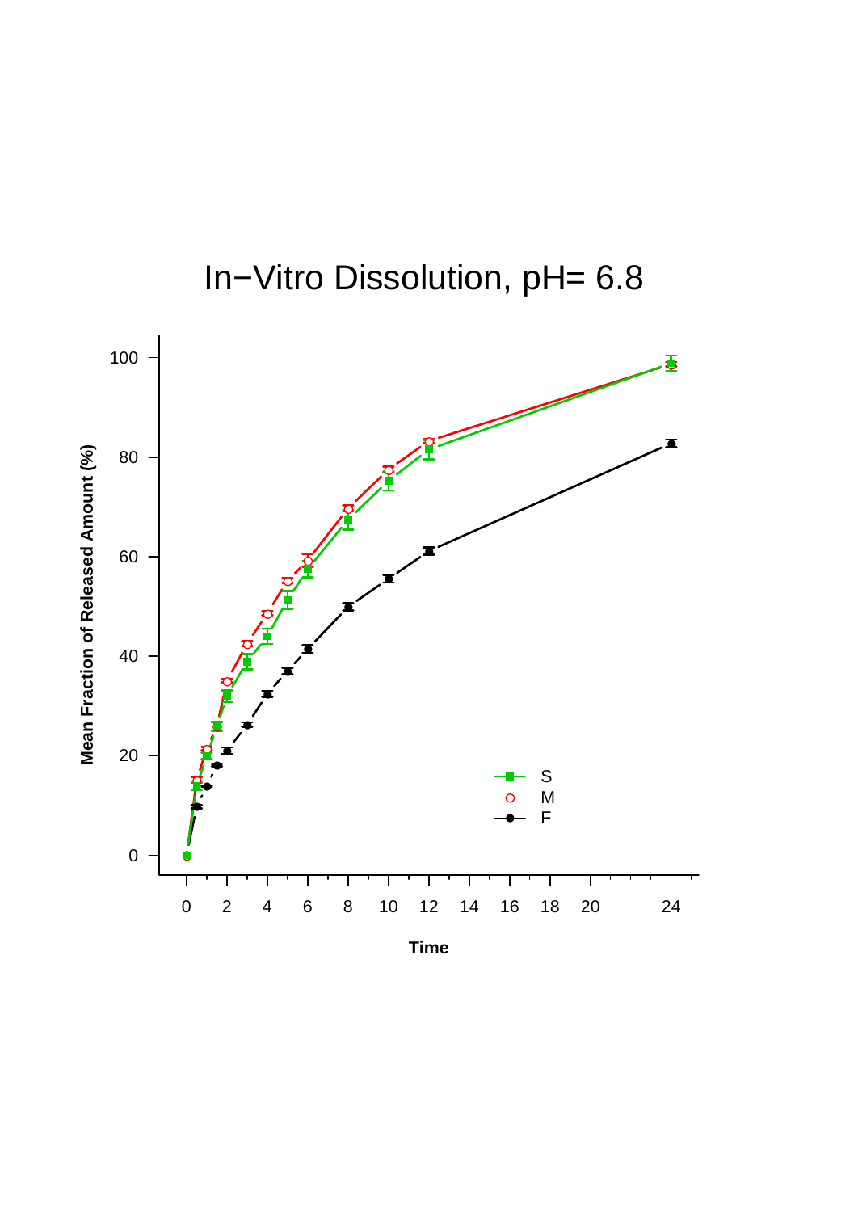# In−Vitro Dissolution, pH= 6.8

Mean Fraction of Released Amount (%)

100
80
60
40
20
0

0 2 4 6 8 10 12 14 16 18 20 24

Time

S
M
F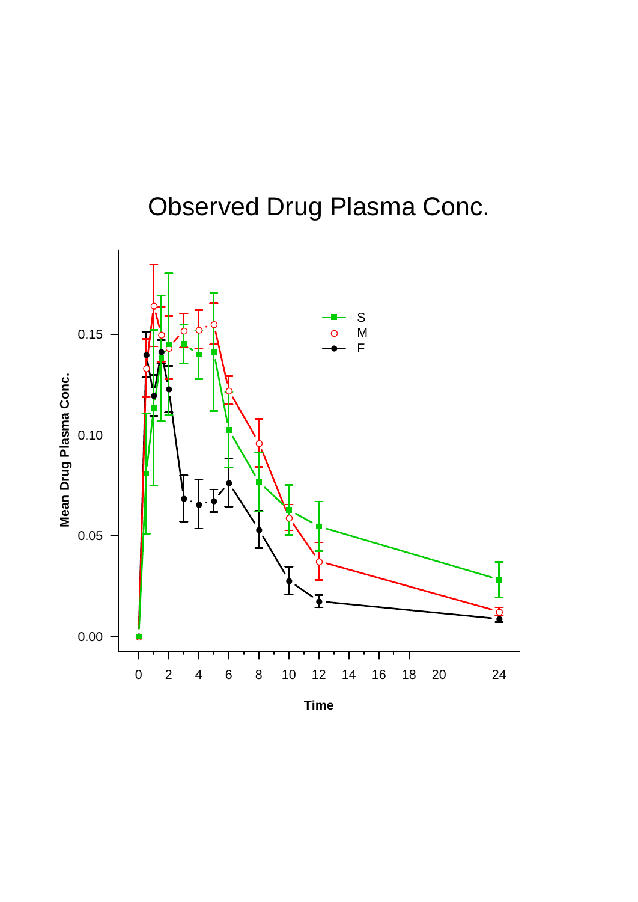# Observed Drug Plasma Conc.

Mean Drug Plasma Conc.

0.00
0.05
0.10
0.15

0 2 4 6 8 10 12 14 16 18 20 24

Time

S
M
F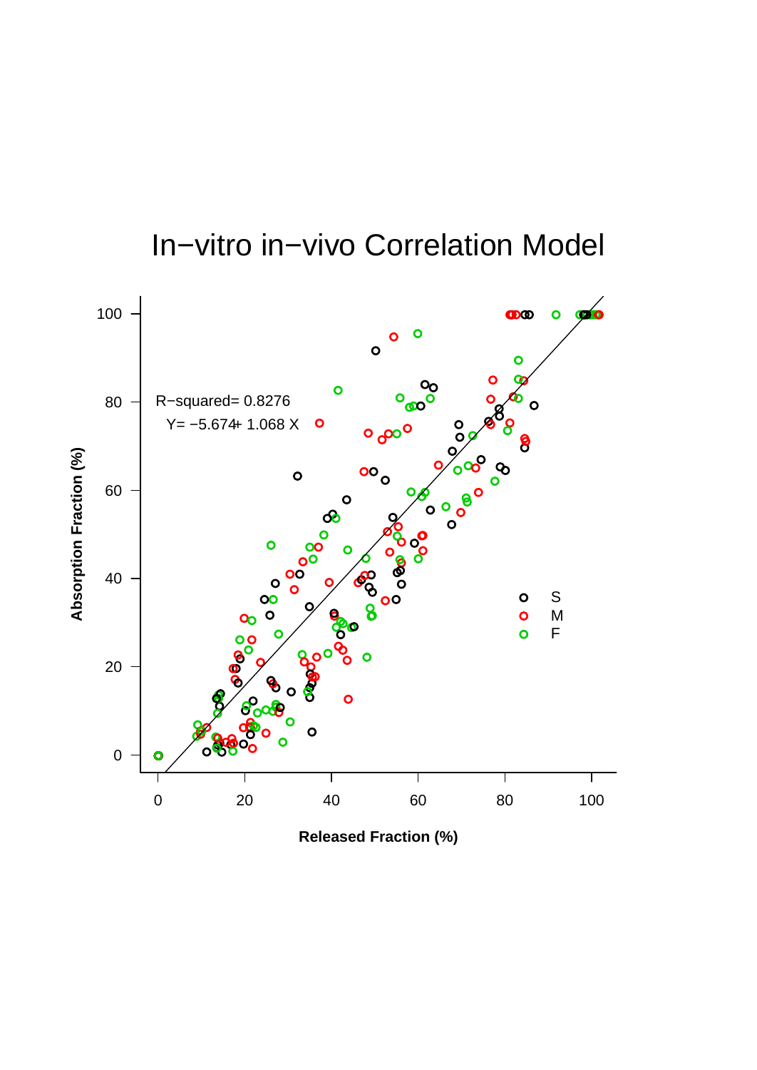# In−vitro in−vivo Correlation Model

R−squared= 0.8276

Y= −5.674+ 1.068 X

Absorption Fraction (%)

Released Fraction (%)

S
M
F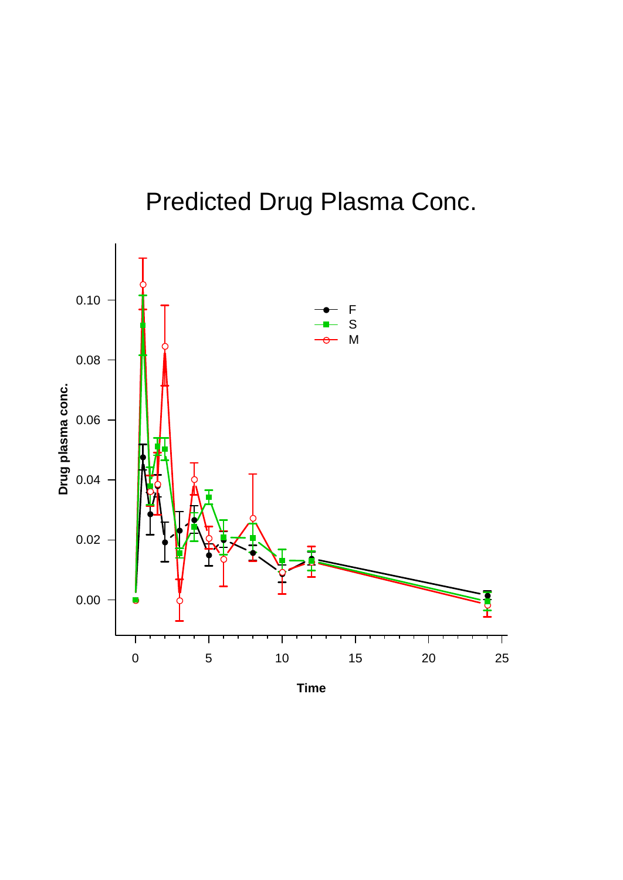# Predicted Drug Plasma Conc.

Drug plasma conc.

Time

F
S
M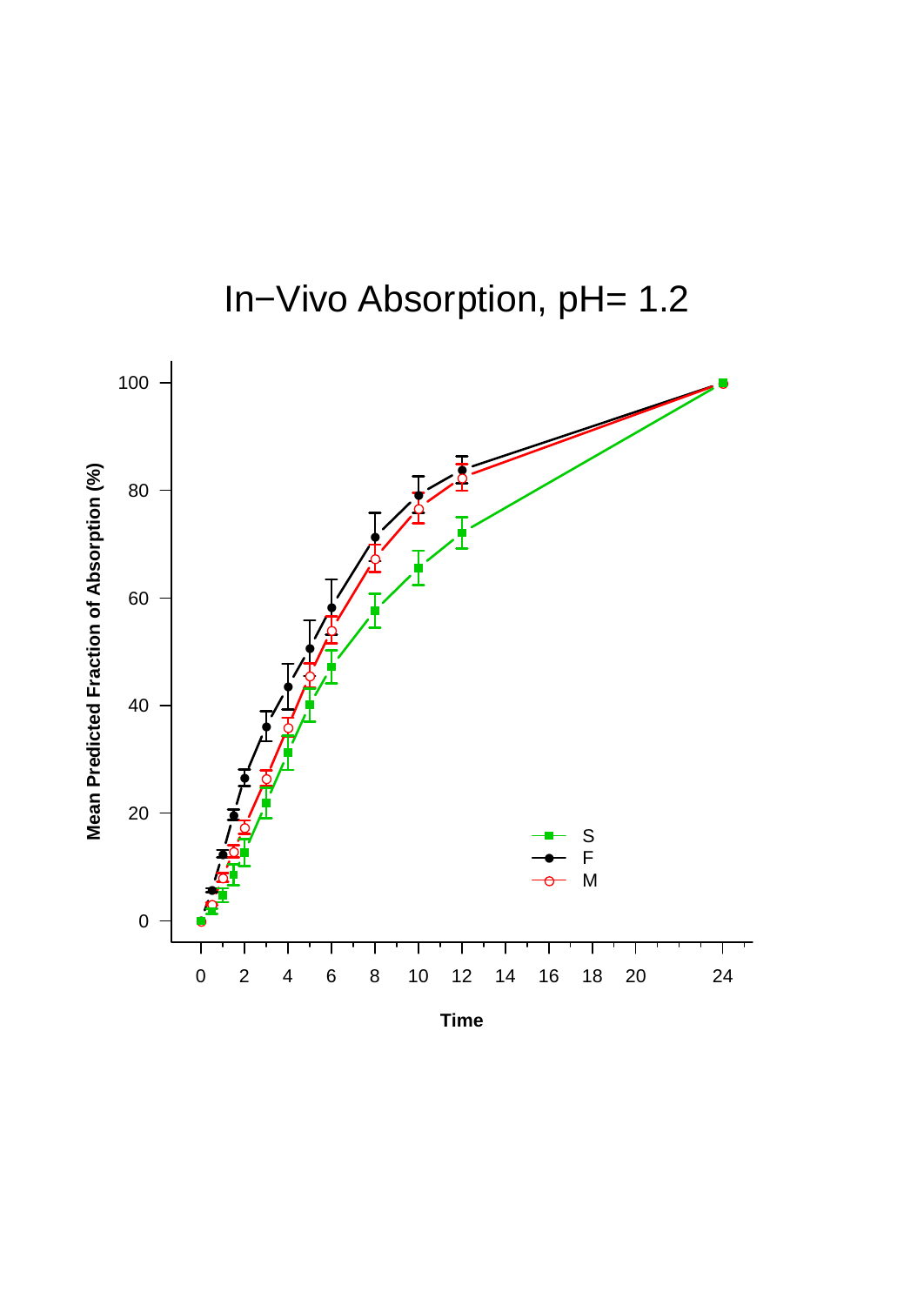# In−Vivo Absorption, pH= 1.2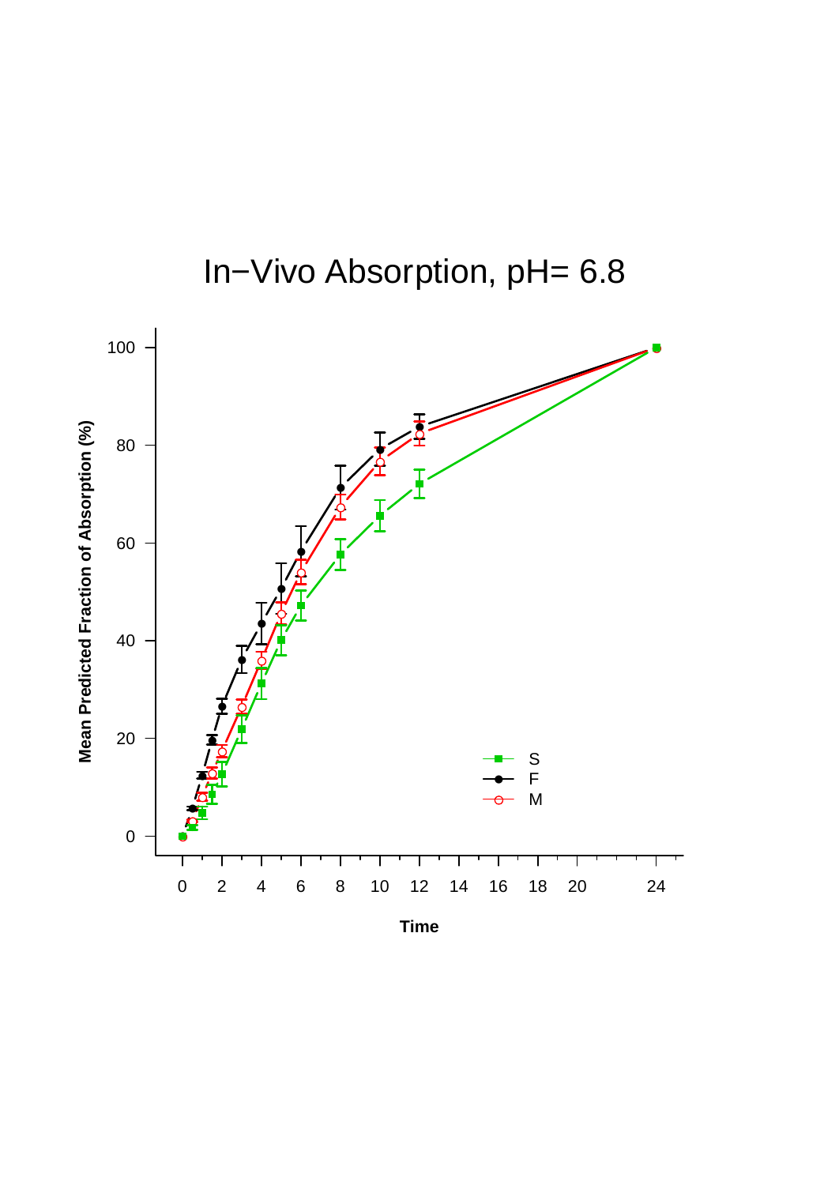In−Vivo Absorption, pH= 6.8

Mean Predicted Fraction of Absorption (%)

100

80

60

40

20

0

0 2 4 6 8 10 12 14 16 18 20 24

Time

S

F

M